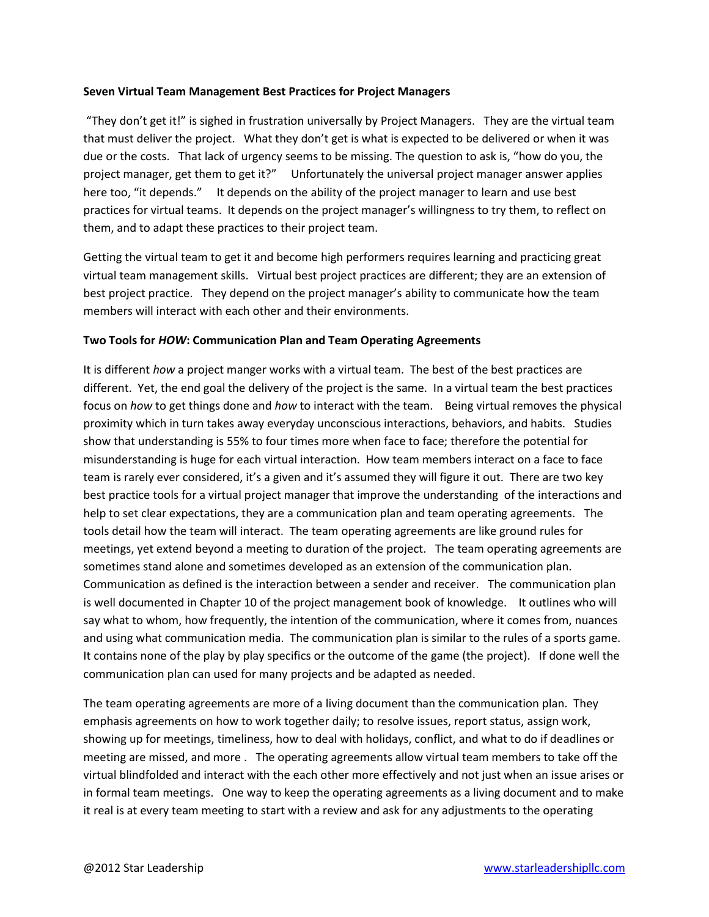**Seven Virtual Team Management Best Practices for Project Managers**

"They don't get it!" is sighed in frustration universally by Project Managers. They are the virtual team that must deliver the project. What they don't get is what is expected to be delivered or when it was due or the costs. That lack of urgency seems to be missing. The question to ask is, "how do you, the project manager, get them to get it?" Unfortunately the universal project manager answer applies here too, "it depends." It depends on the ability of the project manager to learn and use best practices for virtual teams. It depends on the project manager's willingness to try them, to reflect on them, and to adapt these practices to their project team.

Getting the virtual team to get it and become high performers requires learning and practicing great virtual team management skills. Virtual best project practices are different; they are an extension of best project practice. They depend on the project manager's ability to communicate how the team members will interact with each other and their environments.

**Two Tools for *HOW*: Communication Plan and Team Operating Agreements**

It is different *how* a project manger works with a virtual team. The best of the best practices are different. Yet, the end goal the delivery of the project is the same. In a virtual team the best practices focus on *how* to get things done and *how* to interact with the team. Being virtual removes the physical proximity which in turn takes away everyday unconscious interactions, behaviors, and habits. Studies show that understanding is 55% to four times more when face to face; therefore the potential for misunderstanding is huge for each virtual interaction. How team members interact on a face to face team is rarely ever considered, it's a given and it's assumed they will figure it out. There are two key best practice tools for a virtual project manager that improve the understanding of the interactions and help to set clear expectations, they are a communication plan and team operating agreements. The tools detail how the team will interact. The team operating agreements are like ground rules for meetings, yet extend beyond a meeting to duration of the project. The team operating agreements are sometimes stand alone and sometimes developed as an extension of the communication plan. Communication as defined is the interaction between a sender and receiver. The communication plan is well documented in Chapter 10 of the project management book of knowledge. It outlines who will say what to whom, how frequently, the intention of the communication, where it comes from, nuances and using what communication media. The communication plan is similar to the rules of a sports game. It contains none of the play by play specifics or the outcome of the game (the project). If done well the communication plan can used for many projects and be adapted as needed.

The team operating agreements are more of a living document than the communication plan. They emphasis agreements on how to work together daily; to resolve issues, report status, assign work, showing up for meetings, timeliness, how to deal with holidays, conflict, and what to do if deadlines or meeting are missed, and more . The operating agreements allow virtual team members to take off the virtual blindfolded and interact with the each other more effectively and not just when an issue arises or in formal team meetings. One way to keep the operating agreements as a living document and to make it real is at every team meeting to start with a review and ask for any adjustments to the operating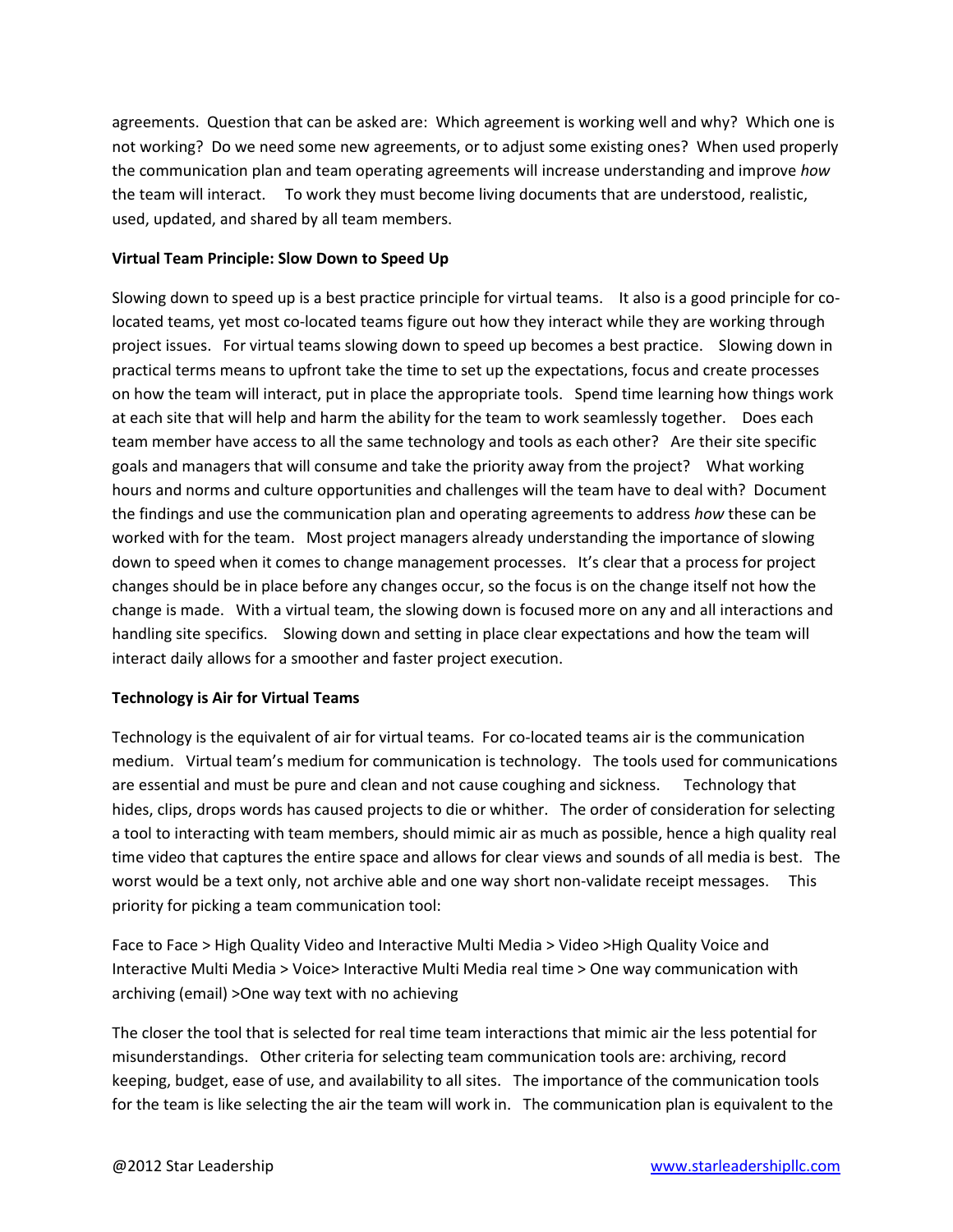agreements. Question that can be asked are: Which agreement is working well and why? Which one is not working? Do we need some new agreements, or to adjust some existing ones? When used properly the communication plan and team operating agreements will increase understanding and improve *how* the team will interact. To work they must become living documents that are understood, realistic, used, updated, and shared by all team members.

**Virtual Team Principle: Slow Down to Speed Up**

Slowing down to speed up is a best practice principle for virtual teams. It also is a good principle for co-located teams, yet most co-located teams figure out how they interact while they are working through project issues. For virtual teams slowing down to speed up becomes a best practice. Slowing down in practical terms means to upfront take the time to set up the expectations, focus and create processes on how the team will interact, put in place the appropriate tools. Spend time learning how things work at each site that will help and harm the ability for the team to work seamlessly together. Does each team member have access to all the same technology and tools as each other? Are their site specific goals and managers that will consume and take the priority away from the project? What working hours and norms and culture opportunities and challenges will the team have to deal with? Document the findings and use the communication plan and operating agreements to address *how* these can be worked with for the team. Most project managers already understanding the importance of slowing down to speed when it comes to change management processes. It's clear that a process for project changes should be in place before any changes occur, so the focus is on the change itself not how the change is made. With a virtual team, the slowing down is focused more on any and all interactions and handling site specifics. Slowing down and setting in place clear expectations and how the team will interact daily allows for a smoother and faster project execution.

**Technology is Air for Virtual Teams**

Technology is the equivalent of air for virtual teams. For co-located teams air is the communication medium. Virtual team's medium for communication is technology. The tools used for communications are essential and must be pure and clean and not cause coughing and sickness. Technology that hides, clips, drops words has caused projects to die or whither. The order of consideration for selecting a tool to interacting with team members, should mimic air as much as possible, hence a high quality real time video that captures the entire space and allows for clear views and sounds of all media is best. The worst would be a text only, not archive able and one way short non-validate receipt messages. This priority for picking a team communication tool:

Face to Face > High Quality Video and Interactive Multi Media > Video >High Quality Voice and Interactive Multi Media > Voice> Interactive Multi Media real time > One way communication with archiving (email) >One way text with no achieving

The closer the tool that is selected for real time team interactions that mimic air the less potential for misunderstandings. Other criteria for selecting team communication tools are: archiving, record keeping, budget, ease of use, and availability to all sites. The importance of the communication tools for the team is like selecting the air the team will work in. The communication plan is equivalent to the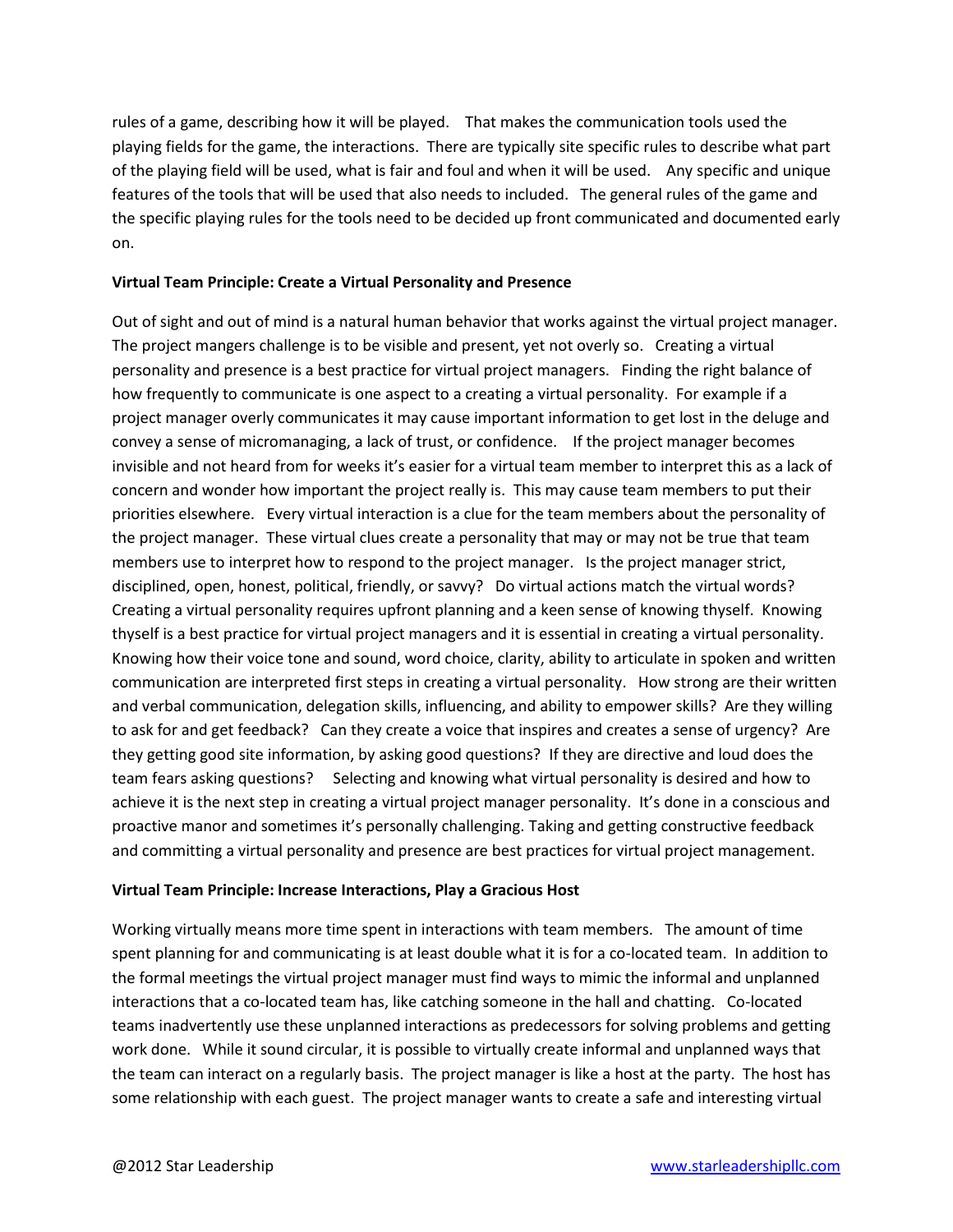rules of a game, describing how it will be played. That makes the communication tools used the playing fields for the game, the interactions. There are typically site specific rules to describe what part of the playing field will be used, what is fair and foul and when it will be used. Any specific and unique features of the tools that will be used that also needs to included. The general rules of the game and the specific playing rules for the tools need to be decided up front communicated and documented early on.

**Virtual Team Principle: Create a Virtual Personality and Presence**

Out of sight and out of mind is a natural human behavior that works against the virtual project manager. The project mangers challenge is to be visible and present, yet not overly so. Creating a virtual personality and presence is a best practice for virtual project managers. Finding the right balance of how frequently to communicate is one aspect to a creating a virtual personality. For example if a project manager overly communicates it may cause important information to get lost in the deluge and convey a sense of micromanaging, a lack of trust, or confidence. If the project manager becomes invisible and not heard from for weeks it's easier for a virtual team member to interpret this as a lack of concern and wonder how important the project really is. This may cause team members to put their priorities elsewhere. Every virtual interaction is a clue for the team members about the personality of the project manager. These virtual clues create a personality that may or may not be true that team members use to interpret how to respond to the project manager. Is the project manager strict, disciplined, open, honest, political, friendly, or savvy? Do virtual actions match the virtual words? Creating a virtual personality requires upfront planning and a keen sense of knowing thyself. Knowing thyself is a best practice for virtual project managers and it is essential in creating a virtual personality. Knowing how their voice tone and sound, word choice, clarity, ability to articulate in spoken and written communication are interpreted first steps in creating a virtual personality. How strong are their written and verbal communication, delegation skills, influencing, and ability to empower skills? Are they willing to ask for and get feedback? Can they create a voice that inspires and creates a sense of urgency? Are they getting good site information, by asking good questions? If they are directive and loud does the team fears asking questions? Selecting and knowing what virtual personality is desired and how to achieve it is the next step in creating a virtual project manager personality. It's done in a conscious and proactive manor and sometimes it's personally challenging. Taking and getting constructive feedback and committing a virtual personality and presence are best practices for virtual project management.

**Virtual Team Principle: Increase Interactions, Play a Gracious Host**

Working virtually means more time spent in interactions with team members. The amount of time spent planning for and communicating is at least double what it is for a co-located team. In addition to the formal meetings the virtual project manager must find ways to mimic the informal and unplanned interactions that a co-located team has, like catching someone in the hall and chatting. Co-located teams inadvertently use these unplanned interactions as predecessors for solving problems and getting work done. While it sound circular, it is possible to virtually create informal and unplanned ways that the team can interact on a regularly basis. The project manager is like a host at the party. The host has some relationship with each guest. The project manager wants to create a safe and interesting virtual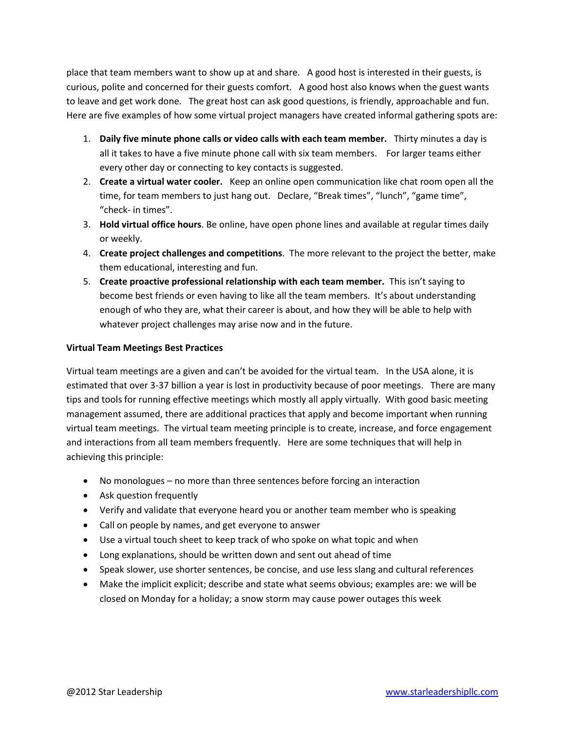place that team members want to show up at and share. A good host is interested in their guests, is curious, polite and concerned for their guests comfort. A good host also knows when the guest wants to leave and get work done. The great host can ask good questions, is friendly, approachable and fun. Here are five examples of how some virtual project managers have created informal gathering spots are:

1. **Daily five minute phone calls or video calls with each team member.** Thirty minutes a day is all it takes to have a five minute phone call with six team members. For larger teams either every other day or connecting to key contacts is suggested.
2. **Create a virtual water cooler.** Keep an online open communication like chat room open all the time, for team members to just hang out. Declare, “Break times”, “lunch”, “game time”, “check- in times”.
3. **Hold virtual office hours**. Be online, have open phone lines and available at regular times daily or weekly.
4. **Create project challenges and competitions**. The more relevant to the project the better, make them educational, interesting and fun.
5. **Create proactive professional relationship with each team member.** This isn’t saying to become best friends or even having to like all the team members. It’s about understanding enough of who they are, what their career is about, and how they will be able to help with whatever project challenges may arise now and in the future.

**Virtual Team Meetings Best Practices**

Virtual team meetings are a given and can’t be avoided for the virtual team. In the USA alone, it is estimated that over 3-37 billion a year is lost in productivity because of poor meetings. There are many tips and tools for running effective meetings which mostly all apply virtually. With good basic meeting management assumed, there are additional practices that apply and become important when running virtual team meetings. The virtual team meeting principle is to create, increase, and force engagement and interactions from all team members frequently. Here are some techniques that will help in achieving this principle:

- No monologues – no more than three sentences before forcing an interaction
- Ask question frequently
- Verify and validate that everyone heard you or another team member who is speaking
- Call on people by names, and get everyone to answer
- Use a virtual touch sheet to keep track of who spoke on what topic and when
- Long explanations, should be written down and sent out ahead of time
- Speak slower, use shorter sentences, be concise, and use less slang and cultural references
- Make the implicit explicit; describe and state what seems obvious; examples are: we will be closed on Monday for a holiday; a snow storm may cause power outages this week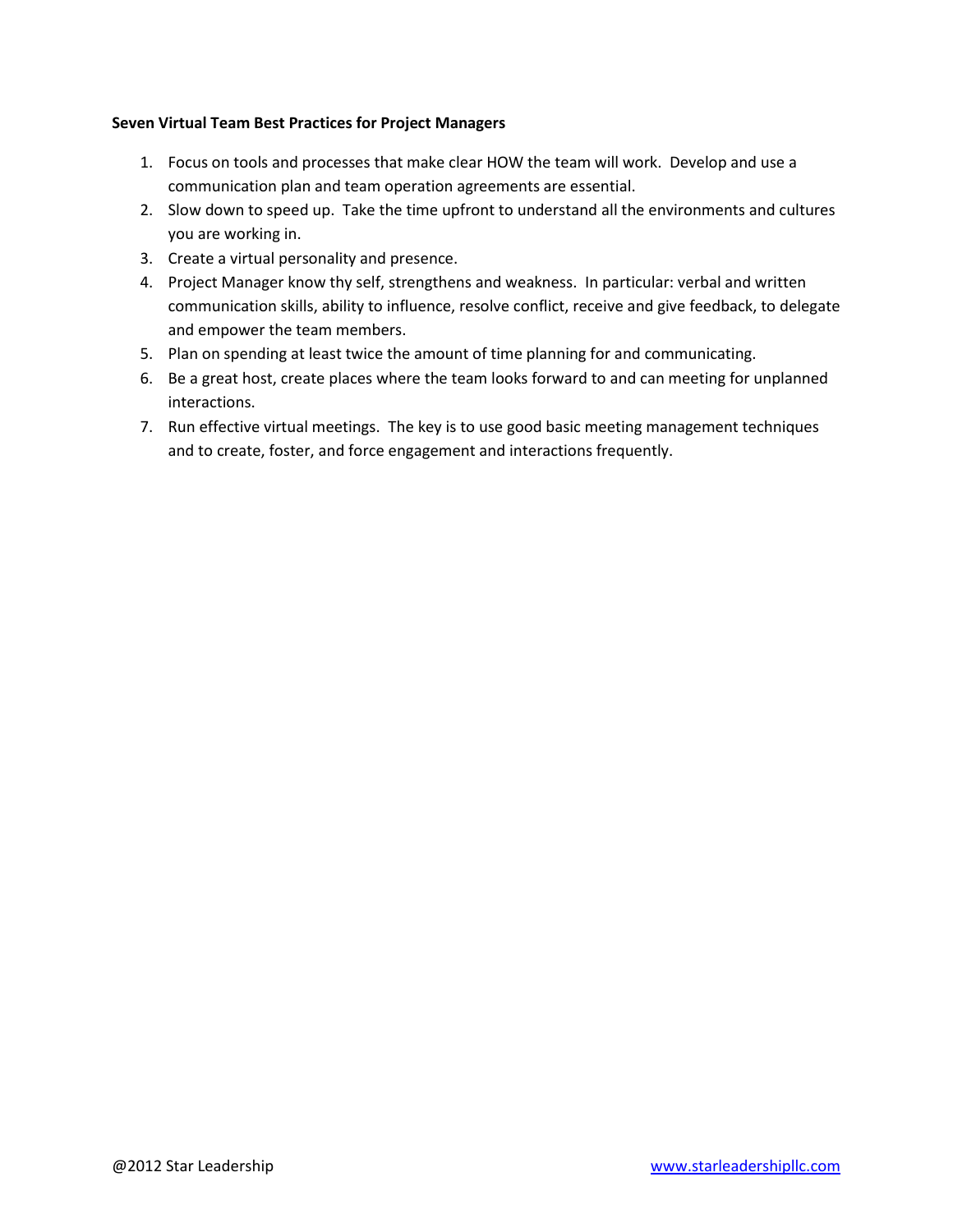**Seven Virtual Team Best Practices for Project Managers**

1. Focus on tools and processes that make clear HOW the team will work. Develop and use a communication plan and team operation agreements are essential.
2. Slow down to speed up. Take the time upfront to understand all the environments and cultures you are working in.
3. Create a virtual personality and presence.
4. Project Manager know thy self, strengthens and weakness. In particular: verbal and written communication skills, ability to influence, resolve conflict, receive and give feedback, to delegate and empower the team members.
5. Plan on spending at least twice the amount of time planning for and communicating.
6. Be a great host, create places where the team looks forward to and can meeting for unplanned interactions.
7. Run effective virtual meetings. The key is to use good basic meeting management techniques and to create, foster, and force engagement and interactions frequently.